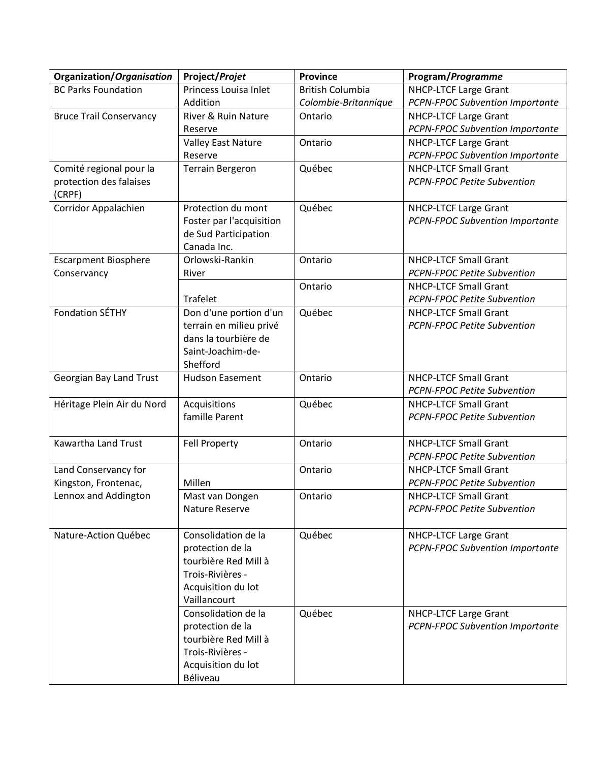| **Organization/*Organisation*** | **Project/*Projet*** | **Province** | **Program/*Programme*** |
|---|---|---|---|
| BC Parks Foundation | Princess Louisa Inlet Addition | British Columbia *Colombie-Britannique* | NHCP-LTCF Large Grant *PCPN-FPOC Subvention Importante* |
| Bruce Trail Conservancy | River & Ruin Nature Reserve | Ontario | NHCP-LTCF Large Grant *PCPN-FPOC Subvention Importante* |
| | Valley East Nature Reserve | Ontario | NHCP-LTCF Large Grant *PCPN-FPOC Subvention Importante* |
| Comité regional pour la protection des falaises (CRPF) | Terrain Bergeron | Québec | NHCP-LTCF Small Grant *PCPN-FPOC Petite Subvention* |
| Corridor Appalachien | Protection du mont Foster par l'acquisition de Sud Participation Canada Inc. | Québec | NHCP-LTCF Large Grant *PCPN-FPOC Subvention Importante* |
| Escarpment Biosphere Conservancy | Orlowski-Rankin River | Ontario | NHCP-LTCF Small Grant *PCPN-FPOC Petite Subvention* |
| | Trafelet | Ontario | NHCP-LTCF Small Grant *PCPN-FPOC Petite Subvention* |
| Fondation SÉTHY | Don d'une portion d'un terrain en milieu privé dans la tourbière de Saint-Joachim-de-Shefford | Québec | NHCP-LTCF Small Grant *PCPN-FPOC Petite Subvention* |
| Georgian Bay Land Trust | Hudson Easement | Ontario | NHCP-LTCF Small Grant *PCPN-FPOC Petite Subvention* |
| Héritage Plein Air du Nord | Acquisitions famille Parent | Québec | NHCP-LTCF Small Grant *PCPN-FPOC Petite Subvention* |
| Kawartha Land Trust | Fell Property | Ontario | NHCP-LTCF Small Grant *PCPN-FPOC Petite Subvention* |
| Land Conservancy for Kingston, Frontenac, Lennox and Addington | Millen | Ontario | NHCP-LTCF Small Grant *PCPN-FPOC Petite Subvention* |
| | Mast van Dongen Nature Reserve | Ontario | NHCP-LTCF Small Grant *PCPN-FPOC Petite Subvention* |
| Nature-Action Québec | Consolidation de la protection de la tourbière Red Mill à Trois-Rivières - Acquisition du lot Vaillancourt | Québec | NHCP-LTCF Large Grant *PCPN-FPOC Subvention Importante* |
| | Consolidation de la protection de la tourbière Red Mill à Trois-Rivières - Acquisition du lot Béliveau | Québec | NHCP-LTCF Large Grant *PCPN-FPOC Subvention Importante* |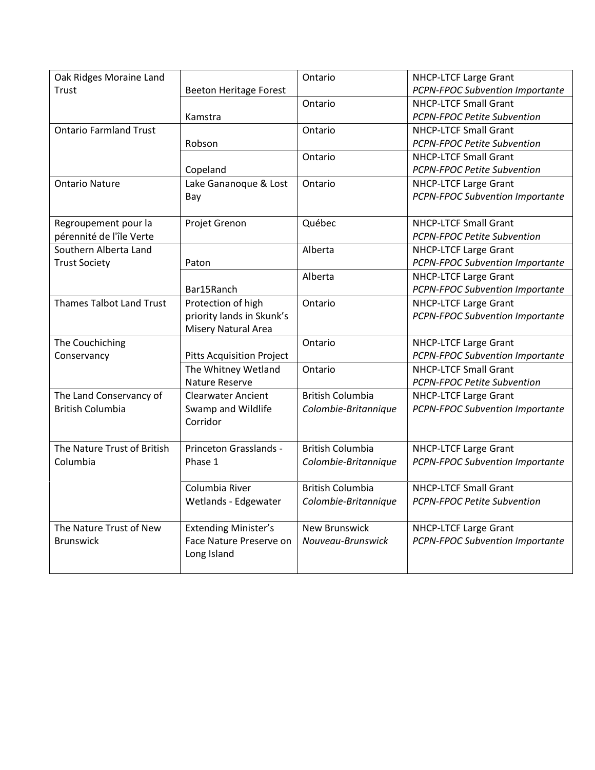| | | | |
|---|---|---|---|
| Oak Ridges Moraine Land Trust | Beeton Heritage Forest | Ontario | NHCP-LTCF Large Grant<br>*PCPN-FPOC Subvention Importante* |
| | Kamstra | Ontario | NHCP-LTCF Small Grant<br>*PCPN-FPOC Petite Subvention* |
| Ontario Farmland Trust | Robson | Ontario | NHCP-LTCF Small Grant<br>*PCPN-FPOC Petite Subvention* |
| | Copeland | Ontario | NHCP-LTCF Small Grant<br>*PCPN-FPOC Petite Subvention* |
| Ontario Nature | Lake Gananoque & Lost Bay | Ontario | NHCP-LTCF Large Grant<br>*PCPN-FPOC Subvention Importante* |
| Regroupement pour la pérennité de l'île Verte | Projet Grenon | Québec | NHCP-LTCF Small Grant<br>*PCPN-FPOC Petite Subvention* |
| Southern Alberta Land Trust Society | Paton | Alberta | NHCP-LTCF Large Grant<br>*PCPN-FPOC Subvention Importante* |
| | Bar15Ranch | Alberta | NHCP-LTCF Large Grant<br>*PCPN-FPOC Subvention Importante* |
| Thames Talbot Land Trust | Protection of high priority lands in Skunk's Misery Natural Area | Ontario | NHCP-LTCF Large Grant<br>*PCPN-FPOC Subvention Importante* |
| The Couchiching Conservancy | Pitts Acquisition Project | Ontario | NHCP-LTCF Large Grant<br>*PCPN-FPOC Subvention Importante* |
| | The Whitney Wetland Nature Reserve | Ontario | NHCP-LTCF Small Grant<br>*PCPN-FPOC Petite Subvention* |
| The Land Conservancy of British Columbia | Clearwater Ancient Swamp and Wildlife Corridor | British Columbia<br>*Colombie-Britannique* | NHCP-LTCF Large Grant<br>*PCPN-FPOC Subvention Importante* |
| The Nature Trust of British Columbia | Princeton Grasslands - Phase 1 | British Columbia<br>*Colombie-Britannique* | NHCP-LTCF Large Grant<br>*PCPN-FPOC Subvention Importante* |
| | Columbia River Wetlands - Edgewater | British Columbia<br>*Colombie-Britannique* | NHCP-LTCF Small Grant<br>*PCPN-FPOC Petite Subvention* |
| The Nature Trust of New Brunswick | Extending Minister's Face Nature Preserve on Long Island | New Brunswick<br>*Nouveau-Brunswick* | NHCP-LTCF Large Grant<br>*PCPN-FPOC Subvention Importante* |